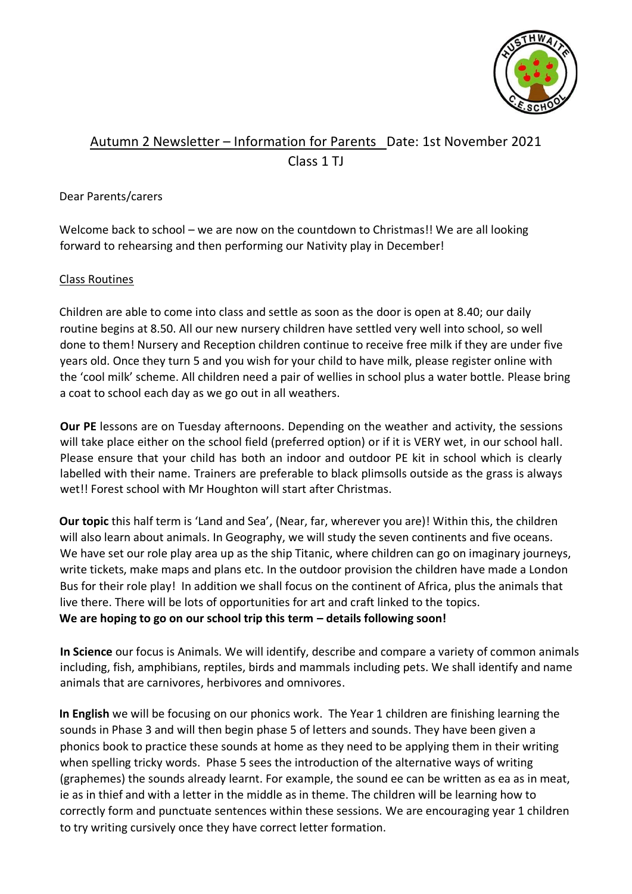# Autumn 2 Newsletter – Information for Parents  Date: 1st November 2021

Class 1 TJ

Dear Parents/carers

Welcome back to school – we are now on the countdown to Christmas!! We are all looking forward to rehearsing and then performing our Nativity play in December!

## Class Routines

Children are able to come into class and settle as soon as the door is open at 8.40; our daily routine begins at 8.50. All our new nursery children have settled very well into school, so well done to them! Nursery and Reception children continue to receive free milk if they are under five years old. Once they turn 5 and you wish for your child to have milk, please register online with the 'cool milk' scheme. All children need a pair of wellies in school plus a water bottle. Please bring a coat to school each day as we go out in all weathers.

**Our PE** lessons are on Tuesday afternoons. Depending on the weather and activity, the sessions will take place either on the school field (preferred option) or if it is VERY wet, in our school hall. Please ensure that your child has both an indoor and outdoor PE kit in school which is clearly labelled with their name. Trainers are preferable to black plimsolls outside as the grass is always wet!! Forest school with Mr Houghton will start after Christmas.

**Our topic** this half term is 'Land and Sea', (Near, far, wherever you are)! Within this, the children will also learn about animals. In Geography, we will study the seven continents and five oceans. We have set our role play area up as the ship Titanic, where children can go on imaginary journeys, write tickets, make maps and plans etc. In the outdoor provision the children have made a London Bus for their role play! In addition we shall focus on the continent of Africa, plus the animals that live there. There will be lots of opportunities for art and craft linked to the topics.
**We are hoping to go on our school trip this term – details following soon!**

**In Science** our focus is Animals. We will identify, describe and compare a variety of common animals including, fish, amphibians, reptiles, birds and mammals including pets. We shall identify and name animals that are carnivores, herbivores and omnivores.

**In English** we will be focusing on our phonics work. The Year 1 children are finishing learning the sounds in Phase 3 and will then begin phase 5 of letters and sounds. They have been given a phonics book to practice these sounds at home as they need to be applying them in their writing when spelling tricky words. Phase 5 sees the introduction of the alternative ways of writing (graphemes) the sounds already learnt. For example, the sound ee can be written as ea as in meat, ie as in thief and with a letter in the middle as in theme. The children will be learning how to correctly form and punctuate sentences within these sessions. We are encouraging year 1 children to try writing cursively once they have correct letter formation.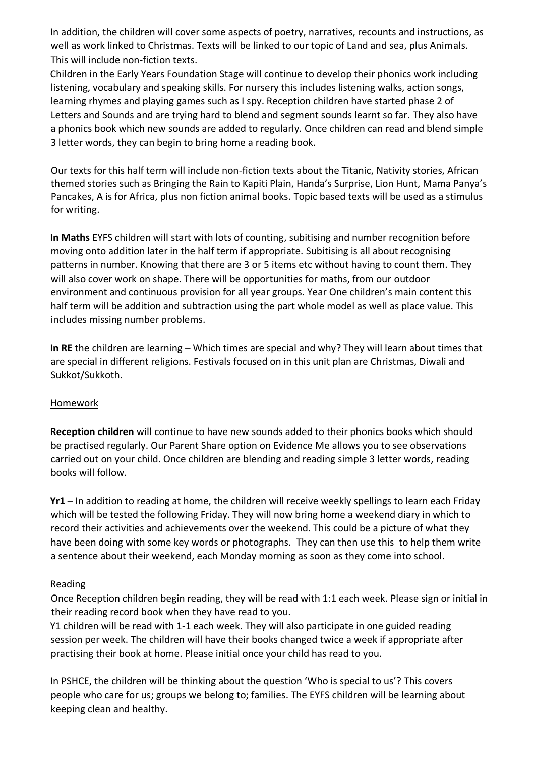In addition, the children will cover some aspects of poetry, narratives, recounts and instructions, as well as work linked to Christmas. Texts will be linked to our topic of Land and sea, plus Animals. This will include non-fiction texts.

Children in the Early Years Foundation Stage will continue to develop their phonics work including listening, vocabulary and speaking skills. For nursery this includes listening walks, action songs, learning rhymes and playing games such as I spy. Reception children have started phase 2 of Letters and Sounds and are trying hard to blend and segment sounds learnt so far. They also have a phonics book which new sounds are added to regularly. Once children can read and blend simple 3 letter words, they can begin to bring home a reading book.

Our texts for this half term will include non-fiction texts about the Titanic, Nativity stories, African themed stories such as Bringing the Rain to Kapiti Plain, Handa's Surprise, Lion Hunt, Mama Panya's Pancakes, A is for Africa, plus non fiction animal books. Topic based texts will be used as a stimulus for writing.

**In Maths** EYFS children will start with lots of counting, subitising and number recognition before moving onto addition later in the half term if appropriate. Subitising is all about recognising patterns in number. Knowing that there are 3 or 5 items etc without having to count them. They will also cover work on shape. There will be opportunities for maths, from our outdoor environment and continuous provision for all year groups. Year One children's main content this half term will be addition and subtraction using the part whole model as well as place value. This includes missing number problems.

**In RE** the children are learning – Which times are special and why? They will learn about times that are special in different religions. Festivals focused on in this unit plan are Christmas, Diwali and Sukkot/Sukkoth.

<u>Homework</u>

**Reception children** will continue to have new sounds added to their phonics books which should be practised regularly. Our Parent Share option on Evidence Me allows you to see observations carried out on your child. Once children are blending and reading simple 3 letter words, reading books will follow.

**Yr1** – In addition to reading at home, the children will receive weekly spellings to learn each Friday which will be tested the following Friday. They will now bring home a weekend diary in which to record their activities and achievements over the weekend. This could be a picture of what they have been doing with some key words or photographs. They can then use this to help them write a sentence about their weekend, each Monday morning as soon as they come into school.

<u>Reading</u>

Once Reception children begin reading, they will be read with 1:1 each week. Please sign or initial in their reading record book when they have read to you.

Y1 children will be read with 1-1 each week. They will also participate in one guided reading session per week. The children will have their books changed twice a week if appropriate after practising their book at home. Please initial once your child has read to you.

In PSHCE, the children will be thinking about the question 'Who is special to us'? This covers people who care for us; groups we belong to; families. The EYFS children will be learning about keeping clean and healthy.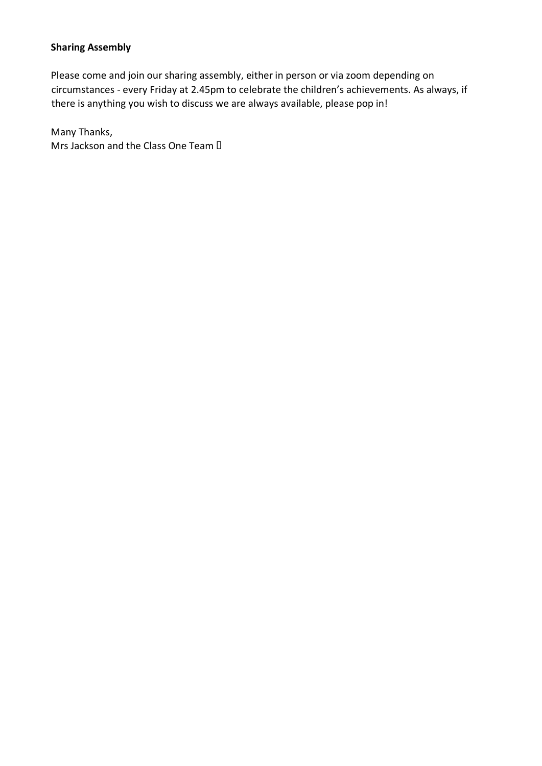**Sharing Assembly**

Please come and join our sharing assembly, either in person or via zoom depending on circumstances - every Friday at 2.45pm to celebrate the children's achievements. As always, if there is anything you wish to discuss we are always available, please pop in!

Many Thanks,
Mrs Jackson and the Class One Team